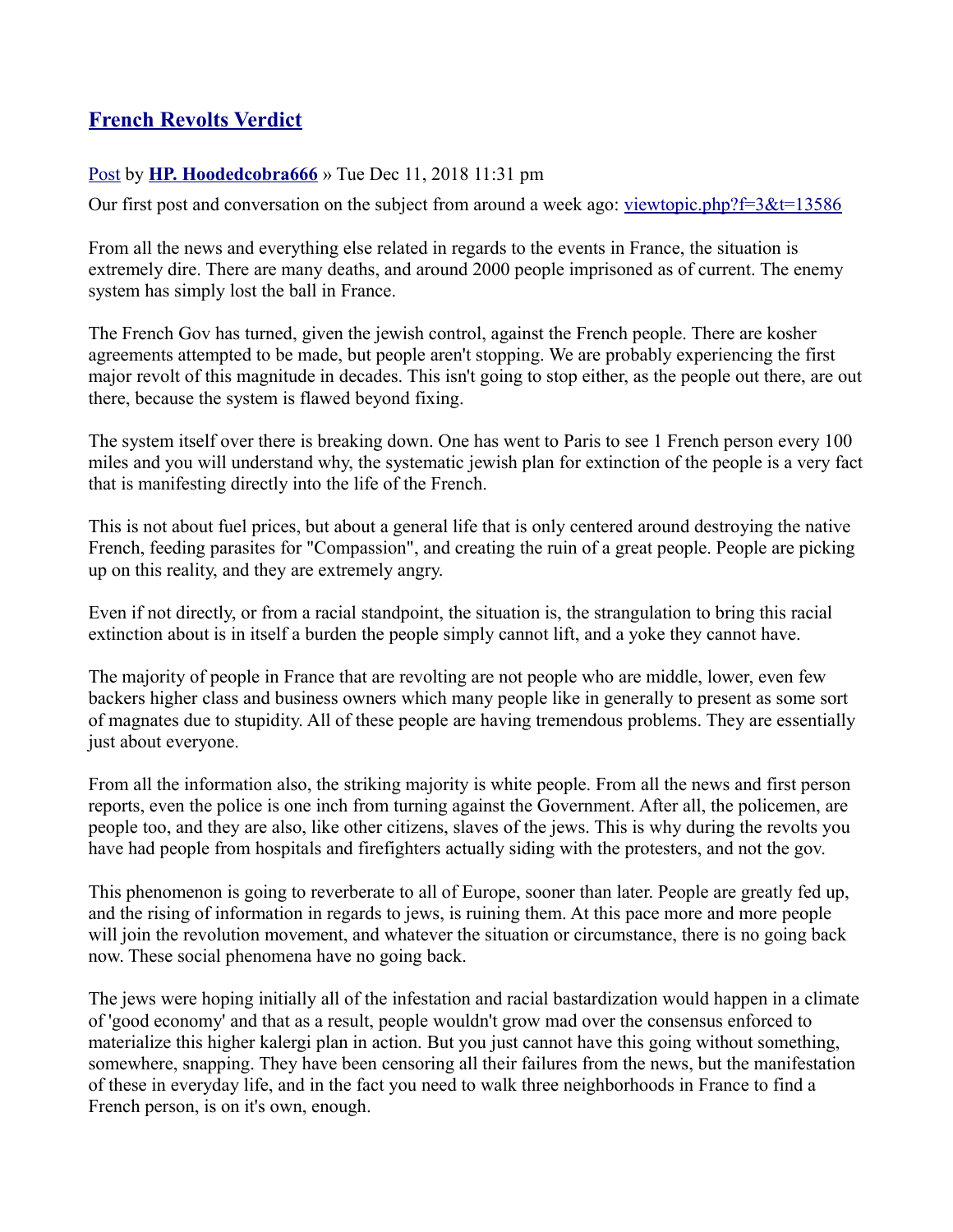# [French Revolts Verdict]

[Post] by **[HP. Hoodedcobra666]** » Tue Dec 11, 2018 11:31 pm

Our first post and conversation on the subject from around a week ago: [viewtopic.php?f=3&t=13586]

From all the news and everything else related in regards to the events in France, the situation is extremely dire. There are many deaths, and around 2000 people imprisoned as of current. The enemy system has simply lost the ball in France.

The French Gov has turned, given the jewish control, against the French people. There are kosher agreements attempted to be made, but people aren't stopping. We are probably experiencing the first major revolt of this magnitude in decades. This isn't going to stop either, as the people out there, are out there, because the system is flawed beyond fixing.

The system itself over there is breaking down. One has went to Paris to see 1 French person every 100 miles and you will understand why, the systematic jewish plan for extinction of the people is a very fact that is manifesting directly into the life of the French.

This is not about fuel prices, but about a general life that is only centered around destroying the native French, feeding parasites for "Compassion", and creating the ruin of a great people. People are picking up on this reality, and they are extremely angry.

Even if not directly, or from a racial standpoint, the situation is, the strangulation to bring this racial extinction about is in itself a burden the people simply cannot lift, and a yoke they cannot have.

The majority of people in France that are revolting are not people who are middle, lower, even few backers higher class and business owners which many people like in generally to present as some sort of magnates due to stupidity. All of these people are having tremendous problems. They are essentially just about everyone.

From all the information also, the striking majority is white people. From all the news and first person reports, even the police is one inch from turning against the Government. After all, the policemen, are people too, and they are also, like other citizens, slaves of the jews. This is why during the revolts you have had people from hospitals and firefighters actually siding with the protesters, and not the gov.

This phenomenon is going to reverberate to all of Europe, sooner than later. People are greatly fed up, and the rising of information in regards to jews, is ruining them. At this pace more and more people will join the revolution movement, and whatever the situation or circumstance, there is no going back now. These social phenomena have no going back.

The jews were hoping initially all of the infestation and racial bastardization would happen in a climate of 'good economy' and that as a result, people wouldn't grow mad over the consensus enforced to materialize this higher kalergi plan in action. But you just cannot have this going without something, somewhere, snapping. They have been censoring all their failures from the news, but the manifestation of these in everyday life, and in the fact you need to walk three neighborhoods in France to find a French person, is on it's own, enough.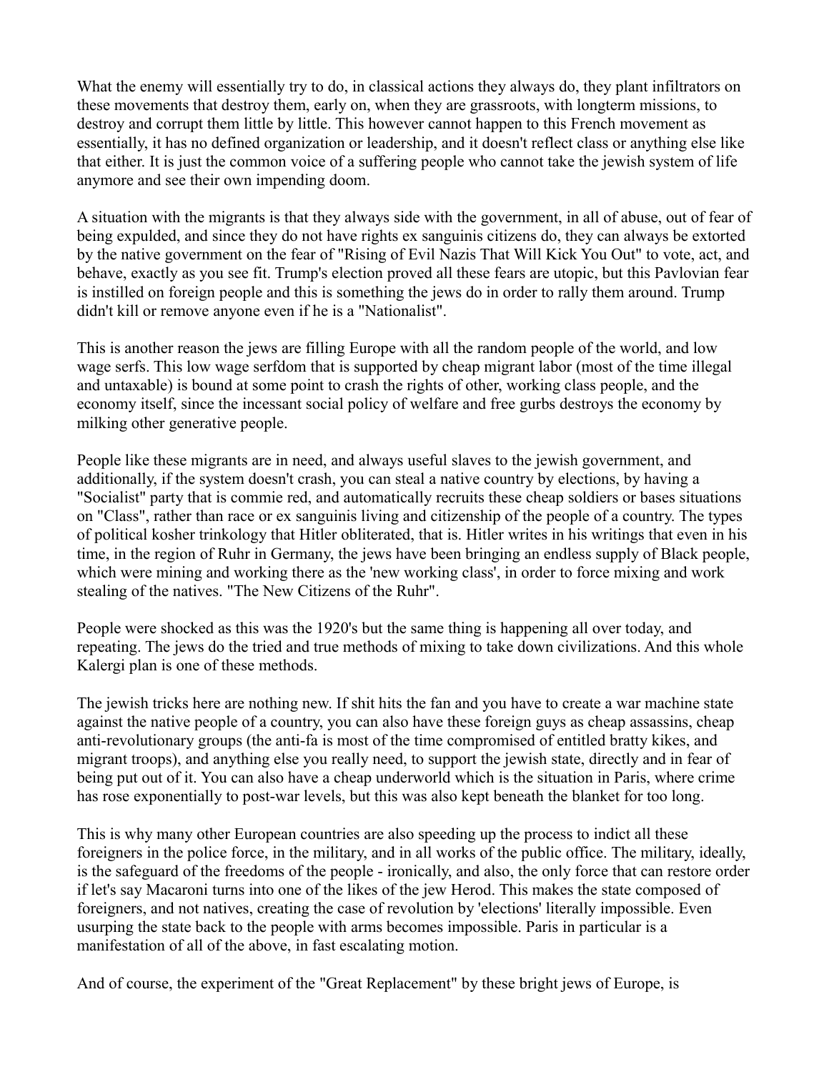What the enemy will essentially try to do, in classical actions they always do, they plant infiltrators on these movements that destroy them, early on, when they are grassroots, with longterm missions, to destroy and corrupt them little by little. This however cannot happen to this French movement as essentially, it has no defined organization or leadership, and it doesn't reflect class or anything else like that either. It is just the common voice of a suffering people who cannot take the jewish system of life anymore and see their own impending doom.

A situation with the migrants is that they always side with the government, in all of abuse, out of fear of being expulded, and since they do not have rights ex sanguinis citizens do, they can always be extorted by the native government on the fear of "Rising of Evil Nazis That Will Kick You Out" to vote, act, and behave, exactly as you see fit. Trump's election proved all these fears are utopic, but this Pavlovian fear is instilled on foreign people and this is something the jews do in order to rally them around. Trump didn't kill or remove anyone even if he is a "Nationalist".

This is another reason the jews are filling Europe with all the random people of the world, and low wage serfs. This low wage serfdom that is supported by cheap migrant labor (most of the time illegal and untaxable) is bound at some point to crash the rights of other, working class people, and the economy itself, since the incessant social policy of welfare and free gurbs destroys the economy by milking other generative people.

People like these migrants are in need, and always useful slaves to the jewish government, and additionally, if the system doesn't crash, you can steal a native country by elections, by having a "Socialist" party that is commie red, and automatically recruits these cheap soldiers or bases situations on "Class", rather than race or ex sanguinis living and citizenship of the people of a country. The types of political kosher trinkology that Hitler obliterated, that is. Hitler writes in his writings that even in his time, in the region of Ruhr in Germany, the jews have been bringing an endless supply of Black people, which were mining and working there as the 'new working class', in order to force mixing and work stealing of the natives. "The New Citizens of the Ruhr".

People were shocked as this was the 1920's but the same thing is happening all over today, and repeating. The jews do the tried and true methods of mixing to take down civilizations. And this whole Kalergi plan is one of these methods.

The jewish tricks here are nothing new. If shit hits the fan and you have to create a war machine state against the native people of a country, you can also have these foreign guys as cheap assassins, cheap anti-revolutionary groups (the anti-fa is most of the time compromised of entitled bratty kikes, and migrant troops), and anything else you really need, to support the jewish state, directly and in fear of being put out of it. You can also have a cheap underworld which is the situation in Paris, where crime has rose exponentially to post-war levels, but this was also kept beneath the blanket for too long.

This is why many other European countries are also speeding up the process to indict all these foreigners in the police force, in the military, and in all works of the public office. The military, ideally, is the safeguard of the freedoms of the people - ironically, and also, the only force that can restore order if let's say Macaroni turns into one of the likes of the jew Herod. This makes the state composed of foreigners, and not natives, creating the case of revolution by 'elections' literally impossible. Even usurping the state back to the people with arms becomes impossible. Paris in particular is a manifestation of all of the above, in fast escalating motion.

And of course, the experiment of the "Great Replacement" by these bright jews of Europe, is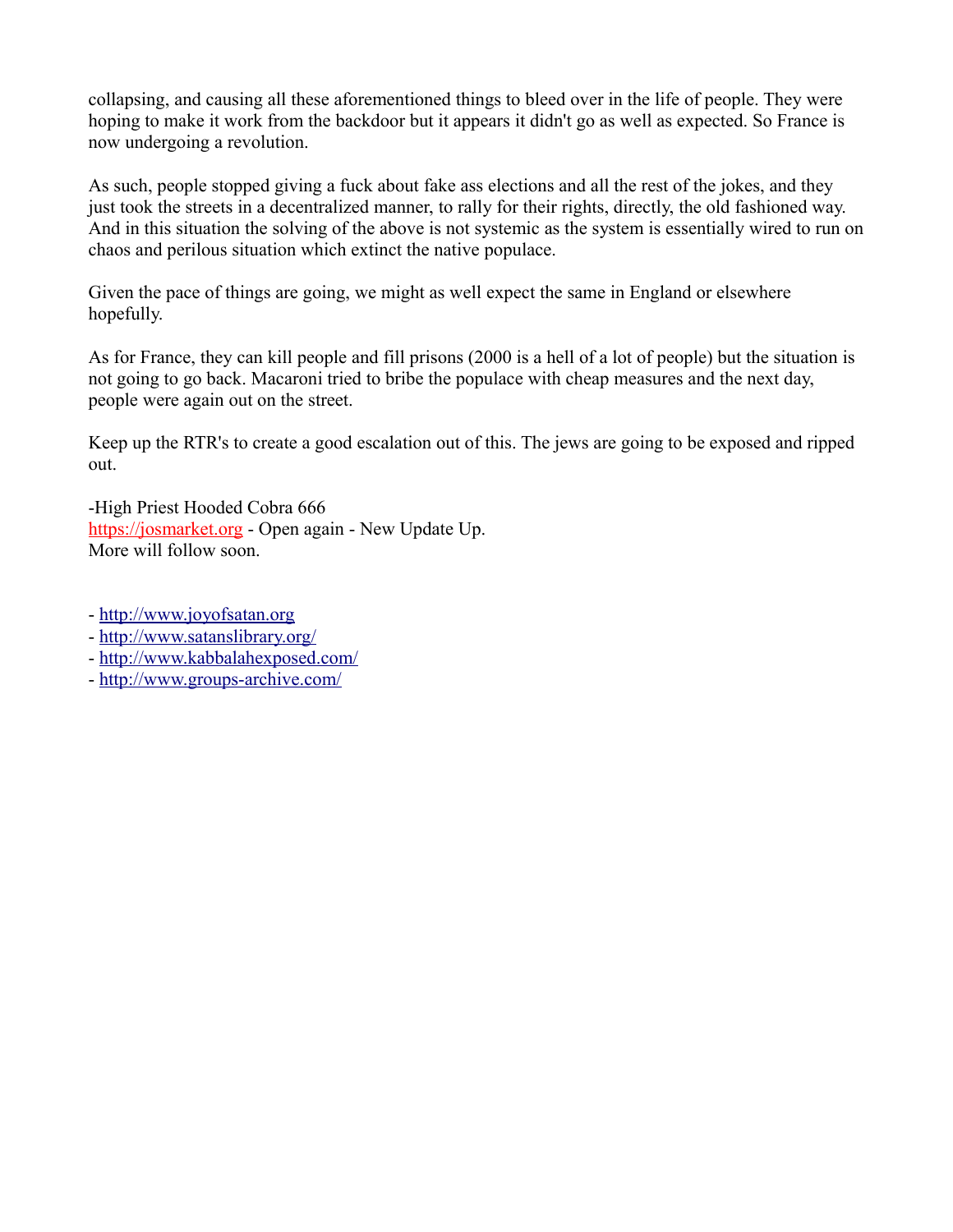collapsing, and causing all these aforementioned things to bleed over in the life of people. They were hoping to make it work from the backdoor but it appears it didn't go as well as expected. So France is now undergoing a revolution.

As such, people stopped giving a fuck about fake ass elections and all the rest of the jokes, and they just took the streets in a decentralized manner, to rally for their rights, directly, the old fashioned way. And in this situation the solving of the above is not systemic as the system is essentially wired to run on chaos and perilous situation which extinct the native populace.

Given the pace of things are going, we might as well expect the same in England or elsewhere hopefully.

As for France, they can kill people and fill prisons (2000 is a hell of a lot of people) but the situation is not going to go back. Macaroni tried to bribe the populace with cheap measures and the next day, people were again out on the street.

Keep up the RTR's to create a good escalation out of this. The jews are going to be exposed and ripped out.

-High Priest Hooded Cobra 666
https://josmarket.org - Open again - New Update Up.
More will follow soon.

- http://www.joyofsatan.org
- http://www.satanslibrary.org/
- http://www.kabbalahexposed.com/
- http://www.groups-archive.com/